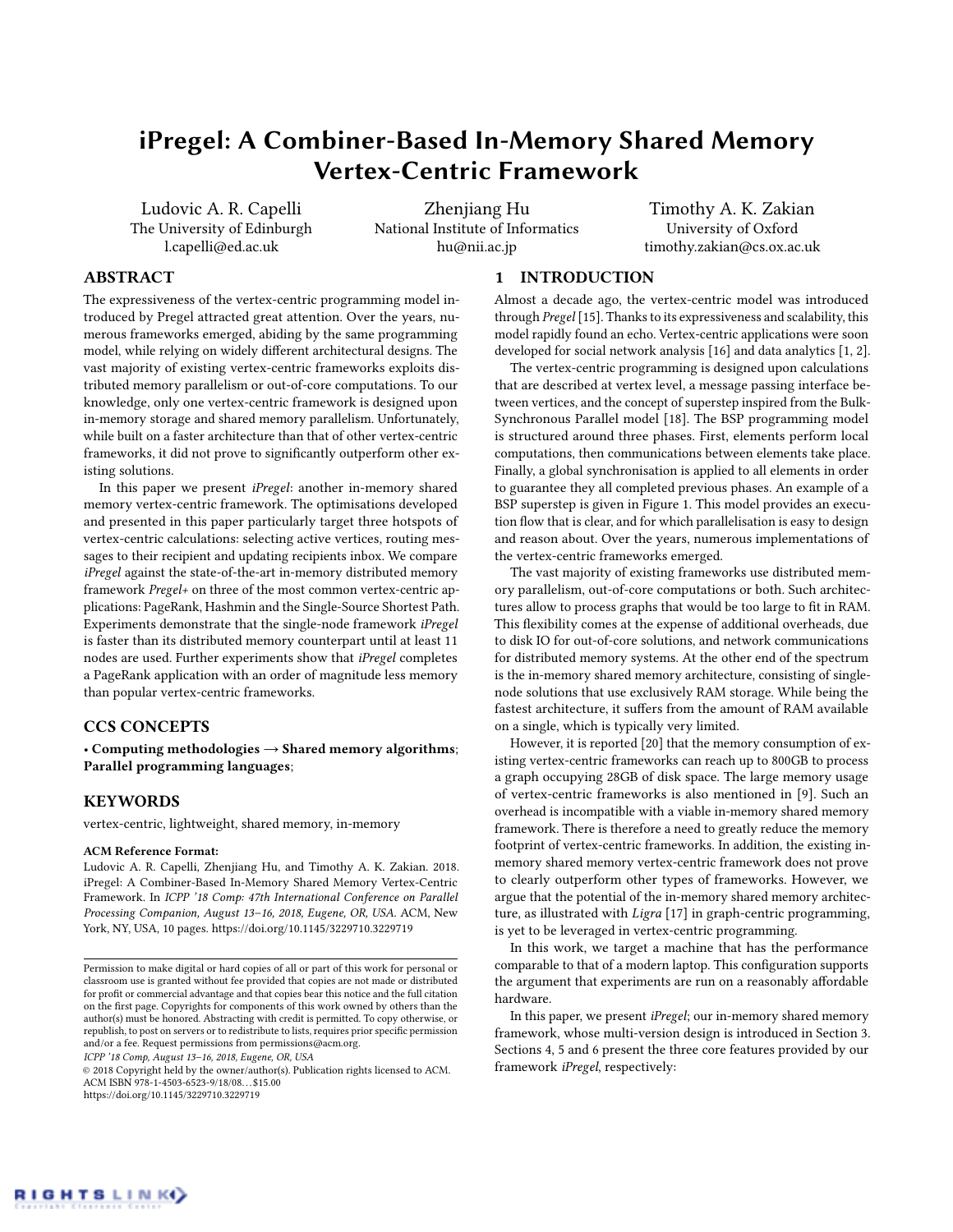# iPregel: A Combiner-Based In-Memory Shared Memory Vertex-Centric Framework

Ludovic A. R. Capelli
The University of Edinburgh
l.capelli@ed.ac.uk

Zhenjiang Hu
National Institute of Informatics
hu@nii.ac.jp

Timothy A. K. Zakian
University of Oxford
timothy.zakian@cs.ox.ac.uk

## ABSTRACT

The expressiveness of the vertex-centric programming model introduced by Pregel attracted great attention. Over the years, numerous frameworks emerged, abiding by the same programming model, while relying on widely different architectural designs. The vast majority of existing vertex-centric frameworks exploits distributed memory parallelism or out-of-core computations. To our knowledge, only one vertex-centric framework is designed upon in-memory storage and shared memory parallelism. Unfortunately, while built on a faster architecture than that of other vertex-centric frameworks, it did not prove to significantly outperform other existing solutions.

In this paper we present *iPregel*: another in-memory shared memory vertex-centric framework. The optimisations developed and presented in this paper particularly target three hotspots of vertex-centric calculations: selecting active vertices, routing messages to their recipient and updating recipients inbox. We compare *iPregel* against the state-of-the-art in-memory distributed memory framework *Pregel+* on three of the most common vertex-centric applications: PageRank, Hashmin and the Single-Source Shortest Path. Experiments demonstrate that the single-node framework *iPregel* is faster than its distributed memory counterpart until at least 11 nodes are used. Further experiments show that *iPregel* completes a PageRank application with an order of magnitude less memory than popular vertex-centric frameworks.

## CCS CONCEPTS

• **Computing methodologies → Shared memory algorithms**; **Parallel programming languages**;

## KEYWORDS

vertex-centric, lightweight, shared memory, in-memory

**ACM Reference Format:**
Ludovic A. R. Capelli, Zhenjiang Hu, and Timothy A. K. Zakian. 2018. iPregel: A Combiner-Based In-Memory Shared Memory Vertex-Centric Framework. In *ICPP '18 Comp: 47th International Conference on Parallel Processing Companion, August 13–16, 2018, Eugene, OR, USA.* ACM, New York, NY, USA, 10 pages. https://doi.org/10.1145/3229710.3229719

Permission to make digital or hard copies of all or part of this work for personal or classroom use is granted without fee provided that copies are not made or distributed for profit or commercial advantage and that copies bear this notice and the full citation on the first page. Copyrights for components of this work owned by others than the author(s) must be honored. Abstracting with credit is permitted. To copy otherwise, or republish, to post on servers or to redistribute to lists, requires prior specific permission and/or a fee. Request permissions from permissions@acm.org.
*ICPP '18 Comp, August 13–16, 2018, Eugene, OR, USA*
© 2018 Copyright held by the owner/author(s). Publication rights licensed to ACM.
ACM ISBN 978-1-4503-6523-9/18/08…$15.00
https://doi.org/10.1145/3229710.3229719

## 1 INTRODUCTION

Almost a decade ago, the vertex-centric model was introduced through *Pregel* [15]. Thanks to its expressiveness and scalability, this model rapidly found an echo. Vertex-centric applications were soon developed for social network analysis [16] and data analytics [1, 2].

The vertex-centric programming is designed upon calculations that are described at vertex level, a message passing interface between vertices, and the concept of superstep inspired from the Bulk-Synchronous Parallel model [18]. The BSP programming model is structured around three phases. First, elements perform local computations, then communications between elements take place. Finally, a global synchronisation is applied to all elements in order to guarantee they all completed previous phases. An example of a BSP superstep is given in Figure 1. This model provides an execution flow that is clear, and for which parallelisation is easy to design and reason about. Over the years, numerous implementations of the vertex-centric frameworks emerged.

The vast majority of existing frameworks use distributed memory parallelism, out-of-core computations or both. Such architectures allow to process graphs that would be too large to fit in RAM. This flexibility comes at the expense of additional overheads, due to disk IO for out-of-core solutions, and network communications for distributed memory systems. At the other end of the spectrum is the in-memory shared memory architecture, consisting of single-node solutions that use exclusively RAM storage. While being the fastest architecture, it suffers from the amount of RAM available on a single, which is typically very limited.

However, it is reported [20] that the memory consumption of existing vertex-centric frameworks can reach up to 800GB to process a graph occupying 28GB of disk space. The large memory usage of vertex-centric frameworks is also mentioned in [9]. Such an overhead is incompatible with a viable in-memory shared memory framework. There is therefore a need to greatly reduce the memory footprint of vertex-centric frameworks. In addition, the existing in-memory shared memory vertex-centric framework does not prove to clearly outperform other types of frameworks. However, we argue that the potential of the in-memory shared memory architecture, as illustrated with *Ligra* [17] in graph-centric programming, is yet to be leveraged in vertex-centric programming.

In this work, we target a machine that has the performance comparable to that of a modern laptop. This configuration supports the argument that experiments are run on a reasonably affordable hardware.

In this paper, we present *iPregel*; our in-memory shared memory framework, whose multi-version design is introduced in Section 3. Sections 4, 5 and 6 present the three core features provided by our framework *iPregel*, respectively: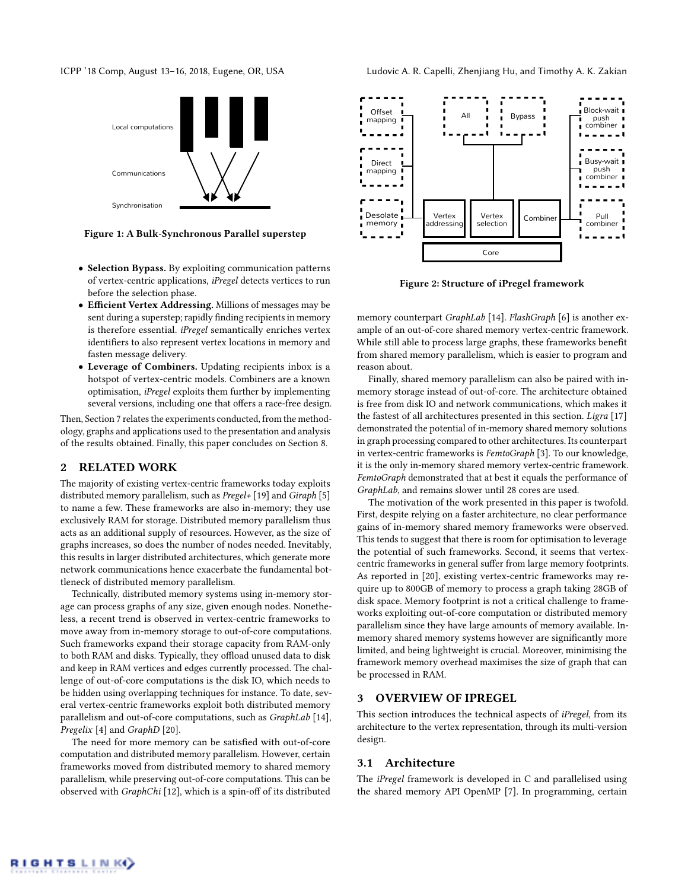Local computations

Communications

Synchronisation

**Figure 1: A Bulk-Synchronous Parallel superstep**

- **Selection Bypass.** By exploiting communication patterns of vertex-centric applications, *iPregel* detects vertices to run before the selection phase.
- **Efficient Vertex Addressing.** Millions of messages may be sent during a superstep; rapidly finding recipients in memory is therefore essential. *iPregel* semantically enriches vertex identifiers to also represent vertex locations in memory and fasten message delivery.
- **Leverage of Combiners.** Updating recipients inbox is a hotspot of vertex-centric models. Combiners are a known optimisation, *iPregel* exploits them further by implementing several versions, including one that offers a race-free design.

Then, Section 7 relates the experiments conducted, from the methodology, graphs and applications used to the presentation and analysis of the results obtained. Finally, this paper concludes on Section 8.

## 2 RELATED WORK

The majority of existing vertex-centric frameworks today exploits distributed memory parallelism, such as *Pregel+* [19] and *Giraph* [5] to name a few. These frameworks are also in-memory; they use exclusively RAM for storage. Distributed memory parallelism thus acts as an additional supply of resources. However, as the size of graphs increases, so does the number of nodes needed. Inevitably, this results in larger distributed architectures, which generate more network communications hence exacerbate the fundamental bottleneck of distributed memory parallelism.

Technically, distributed memory systems using in-memory storage can process graphs of any size, given enough nodes. Nonetheless, a recent trend is observed in vertex-centric frameworks to move away from in-memory storage to out-of-core computations. Such frameworks expand their storage capacity from RAM-only to both RAM and disks. Typically, they offload unused data to disk and keep in RAM vertices and edges currently processed. The challenge of out-of-core computations is the disk IO, which needs to be hidden using overlapping techniques for instance. To date, several vertex-centric frameworks exploit both distributed memory parallelism and out-of-core computations, such as *GraphLab* [14], *Pregelix* [4] and *GraphD* [20].

The need for more memory can be satisfied with out-of-core computation and distributed memory parallelism. However, certain frameworks moved from distributed memory to shared memory parallelism, while preserving out-of-core computations. This can be observed with *GraphChi* [12], which is a spin-off of its distributed memory counterpart *GraphLab* [14]. *FlashGraph* [6] is another example of an out-of-core shared memory vertex-centric framework. While still able to process large graphs, these frameworks benefit from shared memory parallelism, which is easier to program and reason about.

Finally, shared memory parallelism can also be paired with in-memory storage instead of out-of-core. The architecture obtained is free from disk IO and network communications, which makes it the fastest of all architectures presented in this section. *Ligra* [17] demonstrated the potential of in-memory shared memory solutions in graph processing compared to other architectures. Its counterpart in vertex-centric frameworks is *FemtoGraph* [3]. To our knowledge, it is the only in-memory shared memory vertex-centric framework. *FemtoGraph* demonstrated that at best it equals the performance of *GraphLab*, and remains slower until 28 cores are used.

The motivation of the work presented in this paper is twofold. First, despite relying on a faster architecture, no clear performance gains of in-memory shared memory frameworks were observed. This tends to suggest that there is room for optimisation to leverage the potential of such frameworks. Second, it seems that vertex-centric frameworks in general suffer from large memory footprints. As reported in [20], existing vertex-centric frameworks may require up to 800GB of memory to process a graph taking 28GB of disk space. Memory footprint is not a critical challenge to frameworks exploiting out-of-core computation or distributed memory parallelism since they have large amounts of memory available. In-memory shared memory systems however are significantly more limited, and being lightweight is crucial. Moreover, minimising the framework memory overhead maximises the size of graph that can be processed in RAM.

Offset mapping | Direct mapping | Desolate memory | Vertex addressing | All | Bypass | Vertex selection | Combiner | Block-wait push combiner | Busy-wait push combiner | Pull combiner | Core

**Figure 2: Structure of iPregel framework**

## 3 OVERVIEW OF IPREGEL

This section introduces the technical aspects of *iPregel*, from its architecture to the vertex representation, through its multi-version design.

### 3.1 Architecture

The *iPregel* framework is developed in C and parallelised using the shared memory API OpenMP [7]. In programming, certain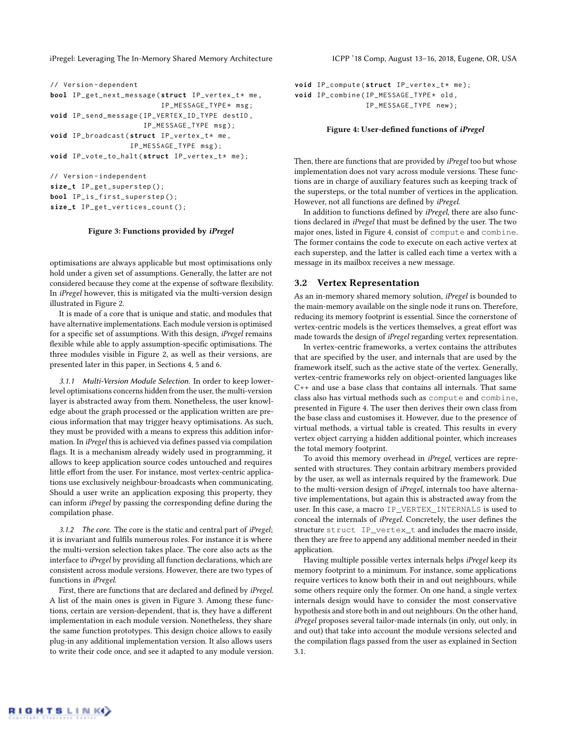```
// Version-dependent
bool IP_get_next_message(struct IP_vertex_t* me,
                         IP_MESSAGE_TYPE* msg;
void IP_send_message(IP_VERTEX_ID_TYPE destID,
                     IP_MESSAGE_TYPE msg);
void IP_broadcast(struct IP_vertex_t* me,
                  IP_MESSAGE_TYPE msg);
void IP_vote_to_halt(struct IP_vertex_t* me);

// Version-independent
size_t IP_get_superstep();
bool IP_is_first_superstep();
size_t IP_get_vertices_count();
```

**Figure 3: Functions provided by *iPregel***

optimisations are always applicable but most optimisations only hold under a given set of assumptions. Generally, the latter are not considered because they come at the expense of software flexibility. In *iPregel* however, this is mitigated via the multi-version design illustrated in Figure 2.

It is made of a core that is unique and static, and modules that have alternative implementations. Each module version is optimised for a specific set of assumptions. With this design, *iPregel* remains flexible while able to apply assumption-specific optimisations. The three modules visible in Figure 2, as well as their versions, are presented later in this paper, in Sections 4, 5 and 6.

*3.1.1 Multi-Version Module Selection.* In order to keep lower-level optimisations concerns hidden from the user, the multi-version layer is abstracted away from them. Nonetheless, the user knowledge about the graph processed or the application written are precious information that may trigger heavy optimisations. As such, they must be provided with a means to express this addition information. In *iPregel* this is achieved via defines passed via compilation flags. It is a mechanism already widely used in programming, it allows to keep application source codes untouched and requires little effort from the user. For instance, most vertex-centric applications use exclusively neighbour-broadcasts when communicating. Should a user write an application exposing this property, they can inform *iPregel* by passing the corresponding define during the compilation phase.

*3.1.2 The core.* The core is the static and central part of *iPregel*; it is invariant and fulfils numerous roles. For instance it is where the multi-version selection takes place. The core also acts as the interface to *iPregel* by providing all function declarations, which are consistent across module versions. However, there are two types of functions in *iPregel*.

First, there are functions that are declared and defined by *iPregel*. A list of the main ones is given in Figure 3. Among these functions, certain are version-dependent, that is, they have a different implementation in each module version. Nonetheless, they share the same function prototypes. This design choice allows to easily plug-in any additional implementation version. It also allows users to write their code once, and see it adapted to any module version.

```
void IP_compute(struct IP_vertex_t* me);
void IP_combine(IP_MESSAGE_TYPE* old,
                IP_MESSAGE_TYPE new);
```

**Figure 4: User-defined functions of *iPregel***

Then, there are functions that are provided by *iPregel* too but whose implementation does not vary across module versions. These functions are in charge of auxiliary features such as keeping track of the supersteps, or the total number of vertices in the application. However, not all functions are defined by *iPregel*.

In addition to functions defined by *iPregel*, there are also functions declared in *iPregel* that must be defined by the user. The two major ones, listed in Figure 4, consist of `compute` and `combine`. The former contains the code to execute on each active vertex at each superstep, and the latter is called each time a vertex with a message in its mailbox receives a new message.

## 3.2 Vertex Representation

As an in-memory shared memory solution, *iPregel* is bounded to the main-memory available on the single node it runs on. Therefore, reducing its memory footprint is essential. Since the cornerstone of vertex-centric models is the vertices themselves, a great effort was made towards the design of *iPregel* regarding vertex representation.

In vertex-centric frameworks, a vertex contains the attributes that are specified by the user, and internals that are used by the framework itself, such as the active state of the vertex. Generally, vertex-centric frameworks rely on object-oriented languages like C++ and use a base class that contains all internals. That same class also has virtual methods such as `compute` and `combine`, presented in Figure 4. The user then derives their own class from the base class and customises it. However, due to the presence of virtual methods, a virtual table is created. This results in every vertex object carrying a hidden additional pointer, which increases the total memory footprint.

To avoid this memory overhead in *iPregel*, vertices are represented with structures. They contain arbitrary members provided by the user, as well as internals required by the framework. Due to the multi-version design of *iPregel*, internals too have alternative implementations, but again this is abstracted away from the user. In this case, a macro `IP_VERTEX_INTERNALS` is used to conceal the internals of *iPregel*. Concretely, the user defines the structure `struct IP_vertex_t` and includes the macro inside, then they are free to append any additional member needed in their application.

Having multiple possible vertex internals helps *iPregel* keep its memory footprint to a minimum. For instance, some applications require vertices to know both their in and out neighbours, while some others require only the former. On one hand, a single vertex internals design would have to consider the most conservative hypothesis and store both in and out neighbours. On the other hand, *iPregel* proposes several tailor-made internals (in only, out only, in and out) that take into account the module versions selected and the compilation flags passed from the user as explained in Section 3.1.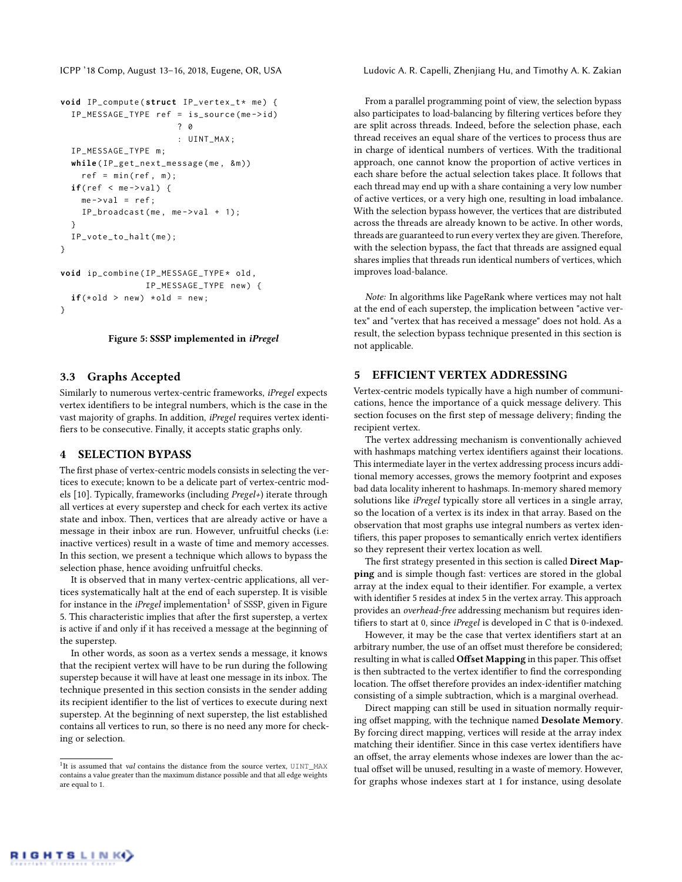```
void IP_compute(struct IP_vertex_t* me) {
  IP_MESSAGE_TYPE ref = is_source(me->id)
                      ? 0
                      : UINT_MAX;
  IP_MESSAGE_TYPE m;
  while(IP_get_next_message(me, &m))
    ref = min(ref, m);
  if(ref < me->val) {
    me->val = ref;
    IP_broadcast(me, me->val + 1);
  }
  IP_vote_to_halt(me);
}

void ip_combine(IP_MESSAGE_TYPE* old,
                IP_MESSAGE_TYPE new) {
  if(*old > new) *old = new;
}
```

**Figure 5: SSSP implemented in *iPregel***

## 3.3 Graphs Accepted

Similarly to numerous vertex-centric frameworks, *iPregel* expects vertex identifiers to be integral numbers, which is the case in the vast majority of graphs. In addition, *iPregel* requires vertex identifiers to be consecutive. Finally, it accepts static graphs only.

# 4 SELECTION BYPASS

The first phase of vertex-centric models consists in selecting the vertices to execute; known to be a delicate part of vertex-centric models [10]. Typically, frameworks (including *Pregel+*) iterate through all vertices at every superstep and check for each vertex its active state and inbox. Then, vertices that are already active or have a message in their inbox are run. However, unfruitful checks (i.e: inactive vertices) result in a waste of time and memory accesses. In this section, we present a technique which allows to bypass the selection phase, hence avoiding unfruitful checks.

It is observed that in many vertex-centric applications, all vertices systematically halt at the end of each superstep. It is visible for instance in the *iPregel* implementation[1] of SSSP, given in Figure 5. This characteristic implies that after the first superstep, a vertex is active if and only if it has received a message at the beginning of the superstep.

In other words, as soon as a vertex sends a message, it knows that the recipient vertex will have to be run during the following superstep because it will have at least one message in its inbox. The technique presented in this section consists in the sender adding its recipient identifier to the list of vertices to execute during next superstep. At the beginning of next superstep, the list established contains all vertices to run, so there is no need any more for checking or selection.

[1] It is assumed that *val* contains the distance from the source vertex, UINT_MAX contains a value greater than the maximum distance possible and that all edge weights are equal to 1.

From a parallel programming point of view, the selection bypass also participates to load-balancing by filtering vertices before they are split across threads. Indeed, before the selection phase, each thread receives an equal share of the vertices to process thus are in charge of identical numbers of vertices. With the traditional approach, one cannot know the proportion of active vertices in each share before the actual selection takes place. It follows that each thread may end up with a share containing a very low number of active vertices, or a very high one, resulting in load imbalance. With the selection bypass however, the vertices that are distributed across the threads are already known to be active. In other words, threads are guaranteed to run every vertex they are given. Therefore, with the selection bypass, the fact that threads are assigned equal shares implies that threads run identical numbers of vertices, which improves load-balance.

*Note:* In algorithms like PageRank where vertices may not halt at the end of each superstep, the implication between "active vertex" and "vertex that has received a message" does not hold. As a result, the selection bypass technique presented in this section is not applicable.

# 5 EFFICIENT VERTEX ADDRESSING

Vertex-centric models typically have a high number of communications, hence the importance of a quick message delivery. This section focuses on the first step of message delivery; finding the recipient vertex.

The vertex addressing mechanism is conventionally achieved with hashmaps matching vertex identifiers against their locations. This intermediate layer in the vertex addressing process incurs additional memory accesses, grows the memory footprint and exposes bad data locality inherent to hashmaps. In-memory shared memory solutions like *iPregel* typically store all vertices in a single array, so the location of a vertex is its index in that array. Based on the observation that most graphs use integral numbers as vertex identifiers, this paper proposes to semantically enrich vertex identifiers so they represent their vertex location as well.

The first strategy presented in this section is called **Direct Mapping** and is simple though fast: vertices are stored in the global array at the index equal to their identifier. For example, a vertex with identifier 5 resides at index 5 in the vertex array. This approach provides an *overhead-free* addressing mechanism but requires identifiers to start at 0, since *iPregel* is developed in C that is 0-indexed.

However, it may be the case that vertex identifiers start at an arbitrary number, the use of an offset must therefore be considered; resulting in what is called **Offset Mapping** in this paper. This offset is then subtracted to the vertex identifier to find the corresponding location. The offset therefore provides an index-identifier matching consisting of a simple subtraction, which is a marginal overhead.

Direct mapping can still be used in situation normally requiring offset mapping, with the technique named **Desolate Memory**. By forcing direct mapping, vertices will reside at the array index matching their identifier. Since in this case vertex identifiers have an offset, the array elements whose indexes are lower than the actual offset will be unused, resulting in a waste of memory. However, for graphs whose indexes start at 1 for instance, using desolate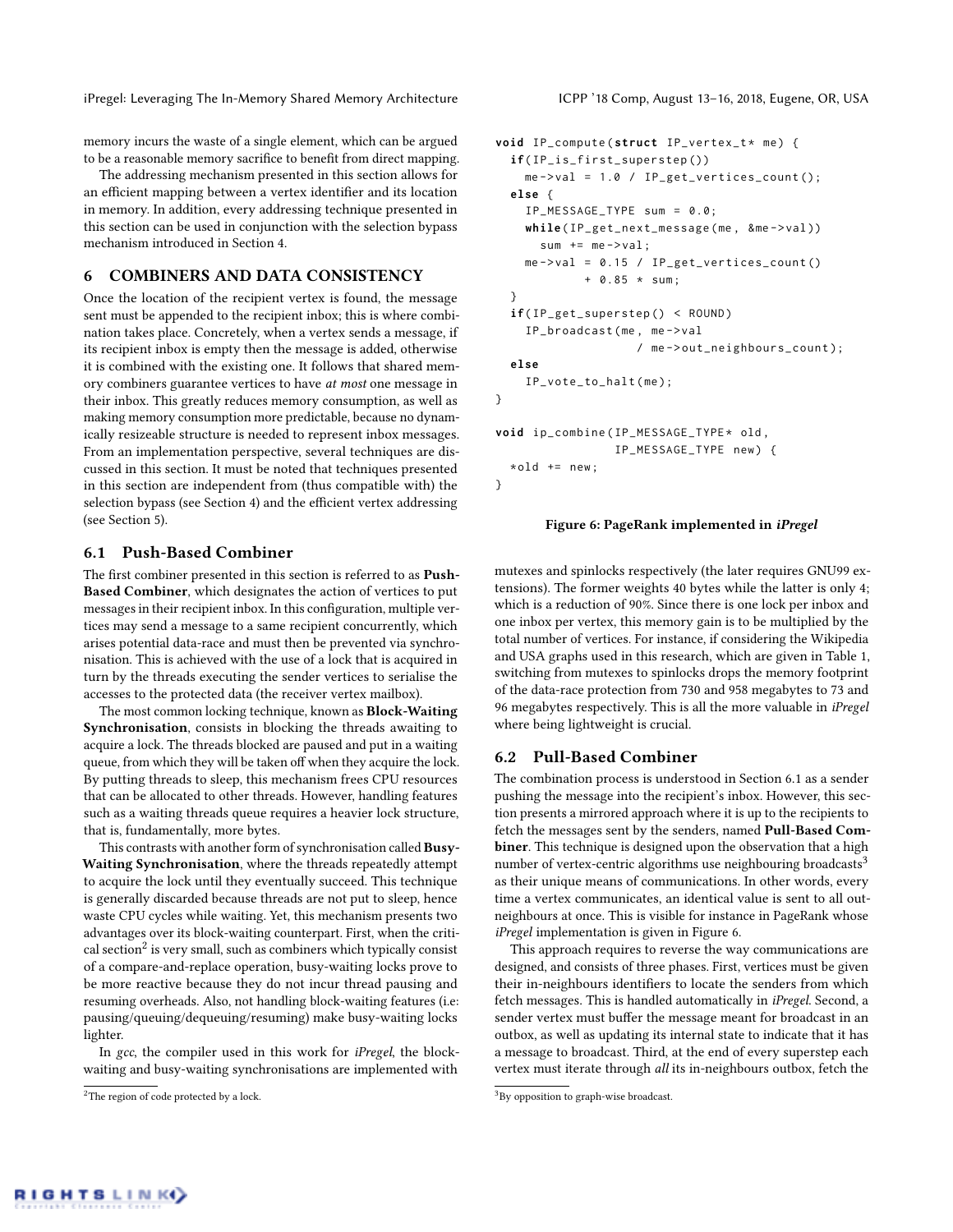memory incurs the waste of a single element, which can be argued to be a reasonable memory sacrifice to benefit from direct mapping.

The addressing mechanism presented in this section allows for an efficient mapping between a vertex identifier and its location in memory. In addition, every addressing technique presented in this section can be used in conjunction with the selection bypass mechanism introduced in Section 4.

## 6 COMBINERS AND DATA CONSISTENCY

Once the location of the recipient vertex is found, the message sent must be appended to the recipient inbox; this is where combination takes place. Concretely, when a vertex sends a message, if its recipient inbox is empty then the message is added, otherwise it is combined with the existing one. It follows that shared memory combiners guarantee vertices to have *at most* one message in their inbox. This greatly reduces memory consumption, as well as making memory consumption more predictable, because no dynamically resizeable structure is needed to represent inbox messages. From an implementation perspective, several techniques are discussed in this section. It must be noted that techniques presented in this section are independent from (thus compatible with) the selection bypass (see Section 4) and the efficient vertex addressing (see Section 5).

### 6.1 Push-Based Combiner

The first combiner presented in this section is referred to as **Push-Based Combiner**, which designates the action of vertices to put messages in their recipient inbox. In this configuration, multiple vertices may send a message to a same recipient concurrently, which arises potential data-race and must then be prevented via synchronisation. This is achieved with the use of a lock that is acquired in turn by the threads executing the sender vertices to serialise the accesses to the protected data (the receiver vertex mailbox).

The most common locking technique, known as **Block-Waiting Synchronisation**, consists in blocking the threads awaiting to acquire a lock. The threads blocked are paused and put in a waiting queue, from which they will be taken off when they acquire the lock. By putting threads to sleep, this mechanism frees CPU resources that can be allocated to other threads. However, handling features such as a waiting threads queue requires a heavier lock structure, that is, fundamentally, more bytes.

This contrasts with another form of synchronisation called **Busy-Waiting Synchronisation**, where the threads repeatedly attempt to acquire the lock until they eventually succeed. This technique is generally discarded because threads are not put to sleep, hence waste CPU cycles while waiting. Yet, this mechanism presents two advantages over its block-waiting counterpart. First, when the critical section[2] is very small, such as combiners which typically consist of a compare-and-replace operation, busy-waiting locks prove to be more reactive because they do not incur thread pausing and resuming overheads. Also, not handling block-waiting features (i.e: pausing/queuing/dequeuing/resuming) make busy-waiting locks lighter.

In *gcc*, the compiler used in this work for *iPregel*, the block-waiting and busy-waiting synchronisations are implemented with mutexes and spinlocks respectively (the later requires GNU99 extensions). The former weights 40 bytes while the latter is only 4; which is a reduction of 90%. Since there is one lock per inbox and one inbox per vertex, this memory gain is to be multiplied by the total number of vertices. For instance, if considering the Wikipedia and USA graphs used in this research, which are given in Table 1, switching from mutexes to spinlocks drops the memory footprint of the data-race protection from 730 and 958 megabytes to 73 and 96 megabytes respectively. This is all the more valuable in *iPregel* where being lightweight is crucial.

```
void IP_compute(struct IP_vertex_t* me) {
  if(IP_is_first_superstep())
    me->val = 1.0 / IP_get_vertices_count();
  else {
    IP_MESSAGE_TYPE sum = 0.0;
    while(IP_get_next_message(me, &me->val))
      sum += me->val;
    me->val = 0.15 / IP_get_vertices_count()
            + 0.85 * sum;
  }
  if(IP_get_superstep() < ROUND)
    IP_broadcast(me, me->val
                 / me->out_neighbours_count);
  else
    IP_vote_to_halt(me);
}

void ip_combine(IP_MESSAGE_TYPE* old,
                IP_MESSAGE_TYPE new) {
  *old += new;
}
```

**Figure 6: PageRank implemented in *iPregel***

### 6.2 Pull-Based Combiner

The combination process is understood in Section 6.1 as a sender pushing the message into the recipient's inbox. However, this section presents a mirrored approach where it is up to the recipients to fetch the messages sent by the senders, named **Pull-Based Combiner**. This technique is designed upon the observation that a high number of vertex-centric algorithms use neighbouring broadcasts[3] as their unique means of communications. In other words, every time a vertex communicates, an identical value is sent to all out-neighbours at once. This is visible for instance in PageRank whose *iPregel* implementation is given in Figure 6.

This approach requires to reverse the way communications are designed, and consists of three phases. First, vertices must be given their in-neighbours identifiers to locate the senders from which fetch messages. This is handled automatically in *iPregel*. Second, a sender vertex must buffer the message meant for broadcast in an outbox, as well as updating its internal state to indicate that it has a message to broadcast. Third, at the end of every superstep each vertex must iterate through *all* its in-neighbours outbox, fetch the

[2] The region of code protected by a lock.

[3] By opposition to graph-wise broadcast.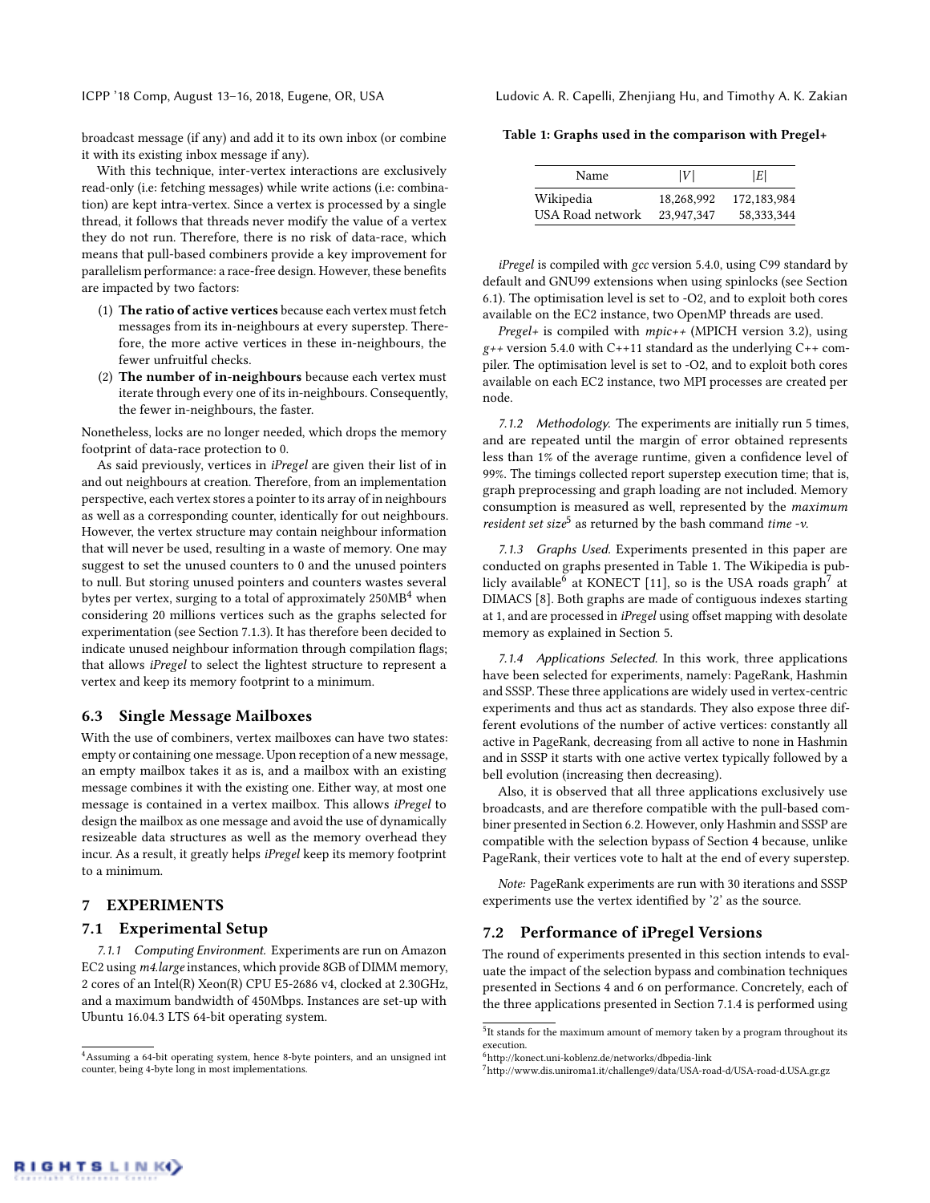broadcast message (if any) and add it to its own inbox (or combine it with its existing inbox message if any).

With this technique, inter-vertex interactions are exclusively read-only (i.e: fetching messages) while write actions (i.e: combination) are kept intra-vertex. Since a vertex is processed by a single thread, it follows that threads never modify the value of a vertex they do not run. Therefore, there is no risk of data-race, which means that pull-based combiners provide a key improvement for parallelism performance: a race-free design. However, these benefits are impacted by two factors:

1. **The ratio of active vertices** because each vertex must fetch messages from its in-neighbours at every superstep. Therefore, the more active vertices in these in-neighbours, the fewer unfruitful checks.
2. **The number of in-neighbours** because each vertex must iterate through every one of its in-neighbours. Consequently, the fewer in-neighbours, the faster.

Nonetheless, locks are no longer needed, which drops the memory footprint of data-race protection to 0.

As said previously, vertices in *iPregel* are given their list of in and out neighbours at creation. Therefore, from an implementation perspective, each vertex stores a pointer to its array of in neighbours as well as a corresponding counter, identically for out neighbours. However, the vertex structure may contain neighbour information that will never be used, resulting in a waste of memory. One may suggest to set the unused counters to 0 and the unused pointers to null. But storing unused pointers and counters wastes several bytes per vertex, surging to a total of approximately 250MB[4] when considering 20 millions vertices such as the graphs selected for experimentation (see Section 7.1.3). It has therefore been decided to indicate unused neighbour information through compilation flags; that allows *iPregel* to select the lightest structure to represent a vertex and keep its memory footprint to a minimum.

## 6.3 Single Message Mailboxes

With the use of combiners, vertex mailboxes can have two states: empty or containing one message. Upon reception of a new message, an empty mailbox takes it as is, and a mailbox with an existing message combines it with the existing one. Either way, at most one message is contained in a vertex mailbox. This allows *iPregel* to design the mailbox as one message and avoid the use of dynamically resizeable data structures as well as the memory overhead they incur. As a result, it greatly helps *iPregel* keep its memory footprint to a minimum.

# 7 EXPERIMENTS

## 7.1 Experimental Setup

*7.1.1 Computing Environment.* Experiments are run on Amazon EC2 using *m4.large* instances, which provide 8GB of DIMM memory, 2 cores of an Intel(R) Xeon(R) CPU E5-2686 v4, clocked at 2.30GHz, and a maximum bandwidth of 450Mbps. Instances are set-up with Ubuntu 16.04.3 LTS 64-bit operating system.

**Table 1: Graphs used in the comparison with Pregel+**

| Name | $\lvert V \rvert$ | $\lvert E \rvert$ |
|---|---|---|
| Wikipedia | 18,268,992 | 172,183,984 |
| USA Road network | 23,947,347 | 58,333,344 |

*iPregel* is compiled with *gcc* version 5.4.0, using C99 standard by default and GNU99 extensions when using spinlocks (see Section 6.1). The optimisation level is set to -O2, and to exploit both cores available on the EC2 instance, two OpenMP threads are used.

*Pregel+* is compiled with *mpic++* (MPICH version 3.2), using *g++* version 5.4.0 with C++11 standard as the underlying C++ compiler. The optimisation level is set to -O2, and to exploit both cores available on each EC2 instance, two MPI processes are created per node.

*7.1.2 Methodology.* The experiments are initially run 5 times, and are repeated until the margin of error obtained represents less than 1% of the average runtime, given a confidence level of 99%. The timings collected report superstep execution time; that is, graph preprocessing and graph loading are not included. Memory consumption is measured as well, represented by the *maximum resident set size*[5] as returned by the bash command *time -v*.

*7.1.3 Graphs Used.* Experiments presented in this paper are conducted on graphs presented in Table 1. The Wikipedia is publicly available[6] at KONECT [11], so is the USA roads graph[7] at DIMACS [8]. Both graphs are made of contiguous indexes starting at 1, and are processed in *iPregel* using offset mapping with desolate memory as explained in Section 5.

*7.1.4 Applications Selected.* In this work, three applications have been selected for experiments, namely: PageRank, Hashmin and SSSP. These three applications are widely used in vertex-centric experiments and thus act as standards. They also expose three different evolutions of the number of active vertices: constantly all active in PageRank, decreasing from all active to none in Hashmin and in SSSP it starts with one active vertex typically followed by a bell evolution (increasing then decreasing).

Also, it is observed that all three applications exclusively use broadcasts, and are therefore compatible with the pull-based combiner presented in Section 6.2. However, only Hashmin and SSSP are compatible with the selection bypass of Section 4 because, unlike PageRank, their vertices vote to halt at the end of every superstep.

*Note:* PageRank experiments are run with 30 iterations and SSSP experiments use the vertex identified by '2' as the source.

## 7.2 Performance of iPregel Versions

The round of experiments presented in this section intends to evaluate the impact of the selection bypass and combination techniques presented in Sections 4 and 6 on performance. Concretely, each of the three applications presented in Section 7.1.4 is performed using

---

[4] Assuming a 64-bit operating system, hence 8-byte pointers, and an unsigned int counter, being 4-byte long in most implementations.

[5] It stands for the maximum amount of memory taken by a program throughout its execution.

[6] http://konect.uni-koblenz.de/networks/dbpedia-link

[7] http://www.dis.uniroma1.it/challenge9/data/USA-road-d/USA-road-d.USA.gr.gz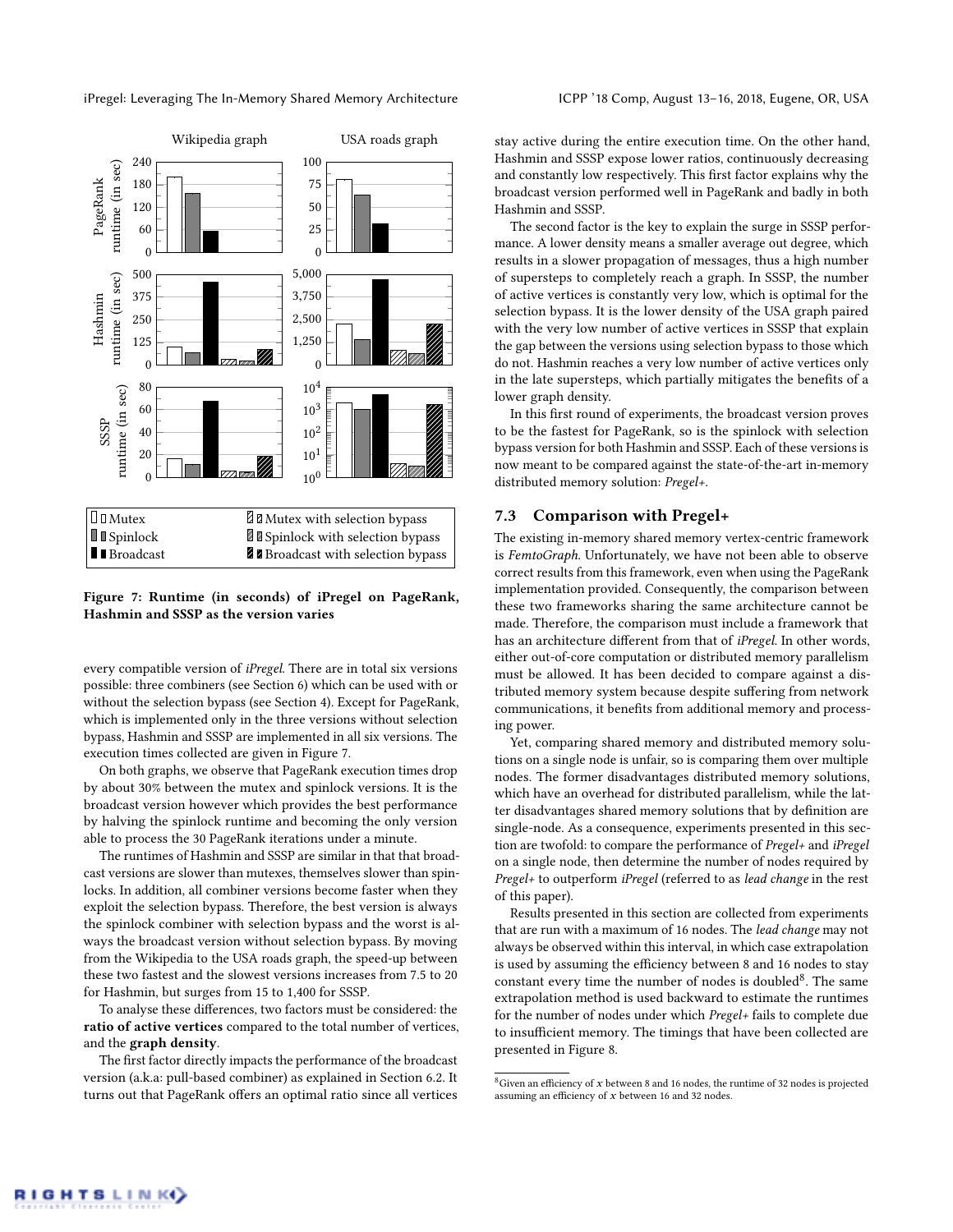Figure 7: Runtime (in seconds) of iPregel on PageRank, Hashmin and SSSP as the version varies

every compatible version of *iPregel*. There are in total six versions possible: three combiners (see Section 6) which can be used with or without the selection bypass (see Section 4). Except for PageRank, which is implemented only in the three versions without selection bypass, Hashmin and SSSP are implemented in all six versions. The execution times collected are given in Figure 7.

On both graphs, we observe that PageRank execution times drop by about 30% between the mutex and spinlock versions. It is the broadcast version however which provides the best performance by halving the spinlock runtime and becoming the only version able to process the 30 PageRank iterations under a minute.

The runtimes of Hashmin and SSSP are similar in that that broadcast versions are slower than mutexes, themselves slower than spinlocks. In addition, all combiner versions become faster when they exploit the selection bypass. Therefore, the best version is always the spinlock combiner with selection bypass and the worst is always the broadcast version without selection bypass. By moving from the Wikipedia to the USA roads graph, the speed-up between these two fastest and the slowest versions increases from 7.5 to 20 for Hashmin, but surges from 15 to 1,400 for SSSP.

To analyse these differences, two factors must be considered: the **ratio of active vertices** compared to the total number of vertices, and the **graph density**.

The first factor directly impacts the performance of the broadcast version (a.k.a: pull-based combiner) as explained in Section 6.2. It turns out that PageRank offers an optimal ratio since all vertices stay active during the entire execution time. On the other hand, Hashmin and SSSP expose lower ratios, continuously decreasing and constantly low respectively. This first factor explains why the broadcast version performed well in PageRank and badly in both Hashmin and SSSP.

The second factor is the key to explain the surge in SSSP performance. A lower density means a smaller average out degree, which results in a slower propagation of messages, thus a high number of supersteps to completely reach a graph. In SSSP, the number of active vertices is constantly very low, which is optimal for the selection bypass. It is the lower density of the USA graph paired with the very low number of active vertices in SSSP that explain the gap between the versions using selection bypass to those which do not. Hashmin reaches a very low number of active vertices only in the late supersteps, which partially mitigates the benefits of a lower graph density.

In this first round of experiments, the broadcast version proves to be the fastest for PageRank, so is the spinlock with selection bypass version for both Hashmin and SSSP. Each of these versions is now meant to be compared against the state-of-the-art in-memory distributed memory solution: *Pregel+*.

## 7.3 Comparison with Pregel+

The existing in-memory shared memory vertex-centric framework is *FemtoGraph*. Unfortunately, we have not been able to observe correct results from this framework, even when using the PageRank implementation provided. Consequently, the comparison between these two frameworks sharing the same architecture cannot be made. Therefore, the comparison must include a framework that has an architecture different from that of *iPregel*. In other words, either out-of-core computation or distributed memory parallelism must be allowed. It has been decided to compare against a distributed memory system because despite suffering from network communications, it benefits from additional memory and processing power.

Yet, comparing shared memory and distributed memory solutions on a single node is unfair, so is comparing them over multiple nodes. The former disadvantages distributed memory solutions, which have an overhead for distributed parallelism, while the latter disadvantages shared memory solutions that by definition are single-node. As a consequence, experiments presented in this section are twofold: to compare the performance of *Pregel+* and *iPregel* on a single node, then determine the number of nodes required by *Pregel+* to outperform *iPregel* (referred to as *lead change* in the rest of this paper).

Results presented in this section are collected from experiments that are run with a maximum of 16 nodes. The *lead change* may not always be observed within this interval, in which case extrapolation is used by assuming the efficiency between 8 and 16 nodes to stay constant every time the number of nodes is doubled[8]. The same extrapolation method is used backward to estimate the runtimes for the number of nodes under which *Pregel+* fails to complete due to insufficient memory. The timings that have been collected are presented in Figure 8.

[8] Given an efficiency of $x$ between 8 and 16 nodes, the runtime of 32 nodes is projected assuming an efficiency of $x$ between 16 and 32 nodes.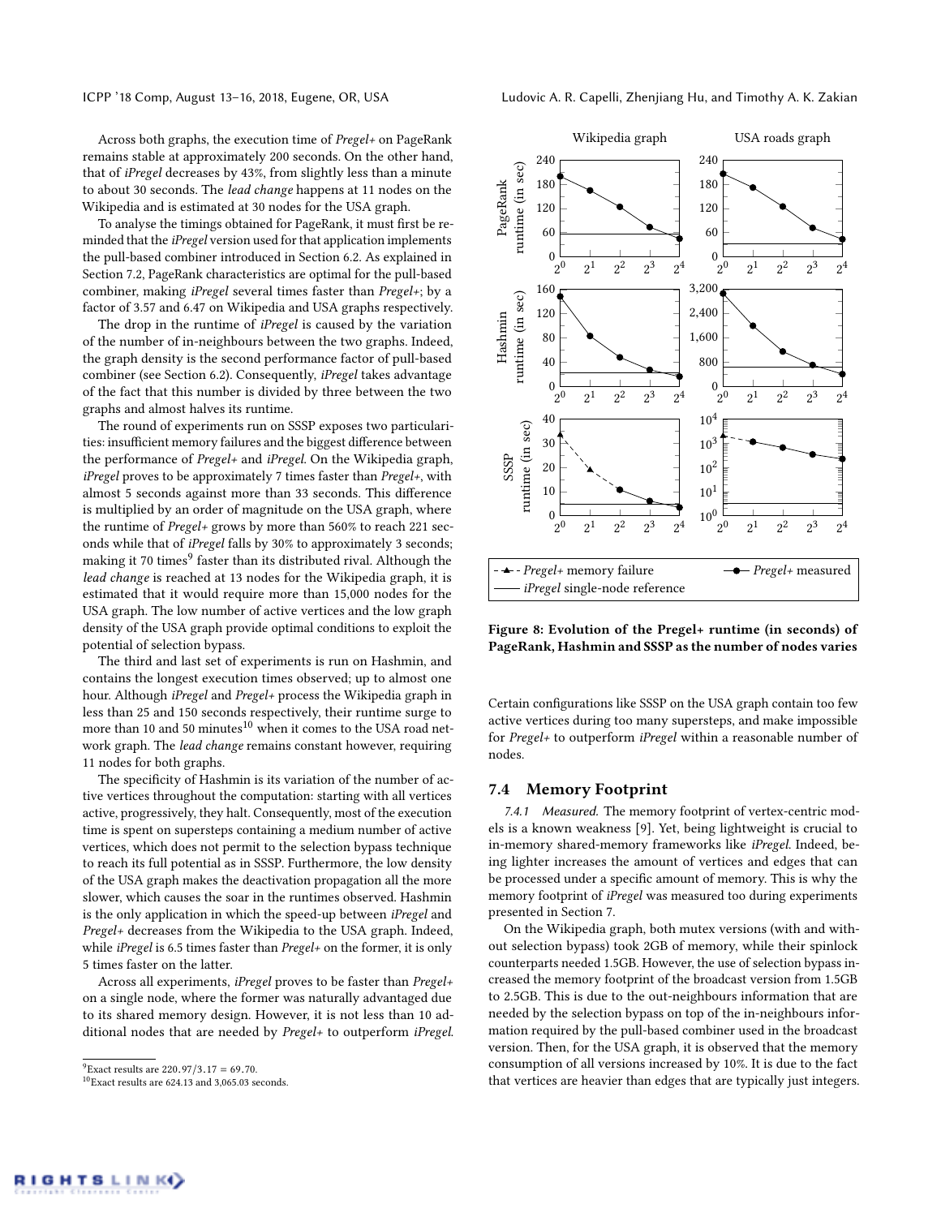Across both graphs, the execution time of *Pregel+* on PageRank remains stable at approximately 200 seconds. On the other hand, that of *iPregel* decreases by 43%, from slightly less than a minute to about 30 seconds. The *lead change* happens at 11 nodes on the Wikipedia and is estimated at 30 nodes for the USA graph.

To analyse the timings obtained for PageRank, it must first be reminded that the *iPregel* version used for that application implements the pull-based combiner introduced in Section 6.2. As explained in Section 7.2, PageRank characteristics are optimal for the pull-based combiner, making *iPregel* several times faster than *Pregel+*; by a factor of 3.57 and 6.47 on Wikipedia and USA graphs respectively.

The drop in the runtime of *iPregel* is caused by the variation of the number of in-neighbours between the two graphs. Indeed, the graph density is the second performance factor of pull-based combiner (see Section 6.2). Consequently, *iPregel* takes advantage of the fact that this number is divided by three between the two graphs and almost halves its runtime.

The round of experiments run on SSSP exposes two particularities: insufficient memory failures and the biggest difference between the performance of *Pregel+* and *iPregel*. On the Wikipedia graph, *iPregel* proves to be approximately 7 times faster than *Pregel+*, with almost 5 seconds against more than 33 seconds. This difference is multiplied by an order of magnitude on the USA graph, where the runtime of *Pregel+* grows by more than 560% to reach 221 seconds while that of *iPregel* falls by 30% to approximately 3 seconds; making it 70 times[9] faster than its distributed rival. Although the *lead change* is reached at 13 nodes for the Wikipedia graph, it is estimated that it would require more than 15,000 nodes for the USA graph. The low number of active vertices and the low graph density of the USA graph provide optimal conditions to exploit the potential of selection bypass.

The third and last set of experiments is run on Hashmin, and contains the longest execution times observed; up to almost one hour. Although *iPregel* and *Pregel+* process the Wikipedia graph in less than 25 and 150 seconds respectively, their runtime surge to more than 10 and 50 minutes[10] when it comes to the USA road network graph. The *lead change* remains constant however, requiring 11 nodes for both graphs.

The specificity of Hashmin is its variation of the number of active vertices throughout the computation: starting with all vertices active, progressively, they halt. Consequently, most of the execution time is spent on supersteps containing a medium number of active vertices, which does not permit to the selection bypass technique to reach its full potential as in SSSP. Furthermore, the low density of the USA graph makes the deactivation propagation all the more slower, which causes the soar in the runtimes observed. Hashmin is the only application in which the speed-up between *iPregel* and *Pregel+* decreases from the Wikipedia to the USA graph. Indeed, while *iPregel* is 6.5 times faster than *Pregel+* on the former, it is only 5 times faster on the latter.

Across all experiments, *iPregel* proves to be faster than *Pregel+* on a single node, where the former was naturally advantaged due to its shared memory design. However, it is not less than 10 additional nodes that are needed by *Pregel+* to outperform *iPregel*. Certain configurations like SSSP on the USA graph contain too few active vertices during too many supersteps, and make impossible for *Pregel+* to outperform *iPregel* within a reasonable number of nodes.

[9] Exact results are 220.97/3.17 = 69.70.

[10] Exact results are 624.13 and 3,065.03 seconds.

**Figure 8: Evolution of the Pregel+ runtime (in seconds) of PageRank, Hashmin and SSSP as the number of nodes varies**

### 7.4 Memory Footprint

*7.4.1 Measured.* The memory footprint of vertex-centric models is a known weakness [9]. Yet, being lightweight is crucial to in-memory shared-memory frameworks like *iPregel*. Indeed, being lighter increases the amount of vertices and edges that can be processed under a specific amount of memory. This is why the memory footprint of *iPregel* was measured too during experiments presented in Section 7.

On the Wikipedia graph, both mutex versions (with and without selection bypass) took 2GB of memory, while their spinlock counterparts needed 1.5GB. However, the use of selection bypass increased the memory footprint of the broadcast version from 1.5GB to 2.5GB. This is due to the out-neighbours information that are needed by the selection bypass on top of the in-neighbours information required by the pull-based combiner used in the broadcast version. Then, for the USA graph, it is observed that the memory consumption of all versions increased by 10%. It is due to the fact that vertices are heavier than edges that are typically just integers.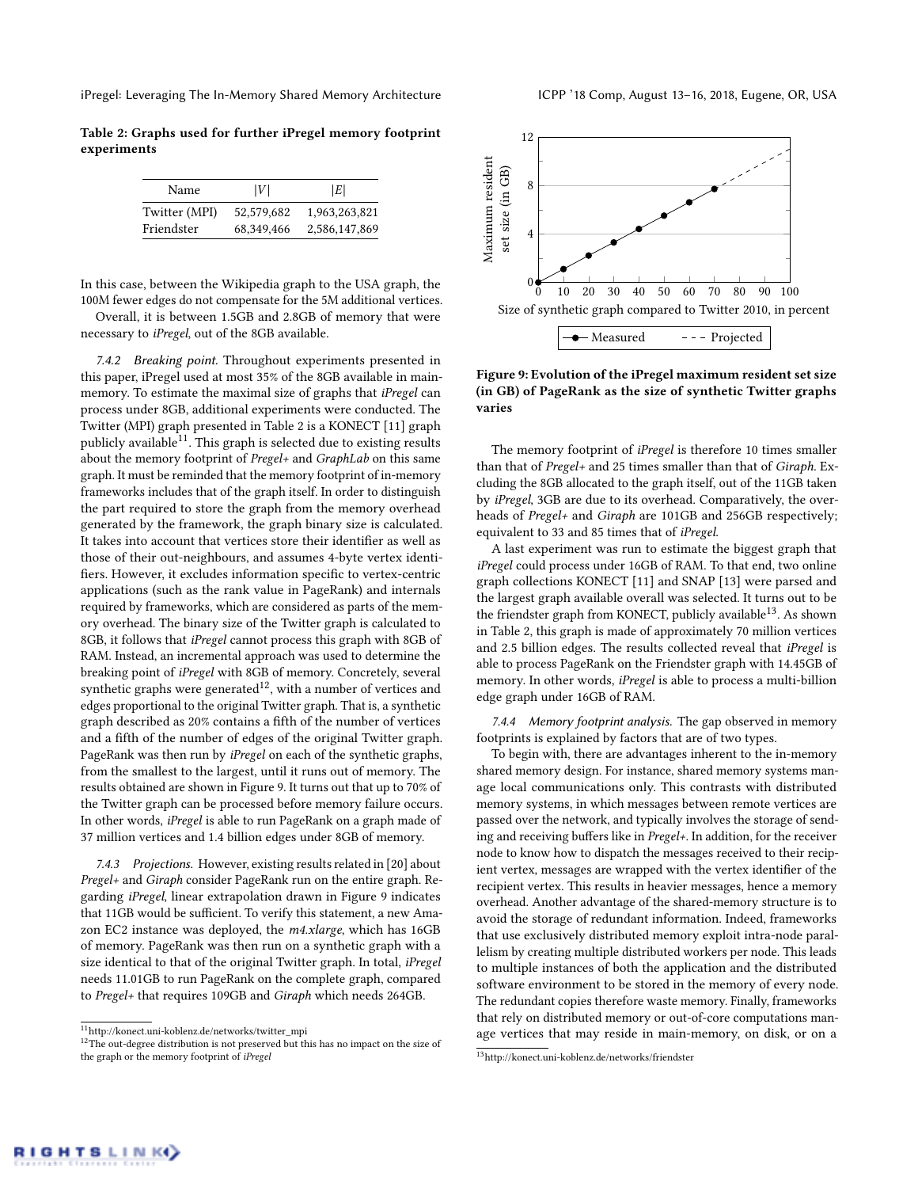**Table 2: Graphs used for further iPregel memory footprint experiments**

| Name | $\|V\|$ | $\|E\|$ |
|---|---|---|
| Twitter (MPI) | 52,579,682 | 1,963,263,821 |
| Friendster | 68,349,466 | 2,586,147,869 |

In this case, between the Wikipedia graph to the USA graph, the 100M fewer edges do not compensate for the 5M additional vertices.

Overall, it is between 1.5GB and 2.8GB of memory that were necessary to *iPregel*, out of the 8GB available.

*7.4.2 Breaking point.* Throughout experiments presented in this paper, iPregel used at most 35% of the 8GB available in main-memory. To estimate the maximal size of graphs that *iPregel* can process under 8GB, additional experiments were conducted. The Twitter (MPI) graph presented in Table 2 is a KONECT [11] graph publicly available[11]. This graph is selected due to existing results about the memory footprint of *Pregel+* and *GraphLab* on this same graph. It must be reminded that the memory footprint of in-memory frameworks includes that of the graph itself. In order to distinguish the part required to store the graph from the memory overhead generated by the framework, the graph binary size is calculated. It takes into account that vertices store their identifier as well as those of their out-neighbours, and assumes 4-byte vertex identifiers. However, it excludes information specific to vertex-centric applications (such as the rank value in PageRank) and internals required by frameworks, which are considered as parts of the memory overhead. The binary size of the Twitter graph is calculated to 8GB, it follows that *iPregel* cannot process this graph with 8GB of RAM. Instead, an incremental approach was used to determine the breaking point of *iPregel* with 8GB of memory. Concretely, several synthetic graphs were generated[12], with a number of vertices and edges proportional to the original Twitter graph. That is, a synthetic graph described as 20% contains a fifth of the number of vertices and a fifth of the number of edges of the original Twitter graph. PageRank was then run by *iPregel* on each of the synthetic graphs, from the smallest to the largest, until it runs out of memory. The results obtained are shown in Figure 9. It turns out that up to 70% of the Twitter graph can be processed before memory failure occurs. In other words, *iPregel* is able to run PageRank on a graph made of 37 million vertices and 1.4 billion edges under 8GB of memory.

*7.4.3 Projections.* However, existing results related in [20] about *Pregel+* and *Giraph* consider PageRank run on the entire graph. Regarding *iPregel*, linear extrapolation drawn in Figure 9 indicates that 11GB would be sufficient. To verify this statement, a new Amazon EC2 instance was deployed, the *m4.xlarge*, which has 16GB of memory. PageRank was then run on a synthetic graph with a size identical to that of the original Twitter graph. In total, *iPregel* needs 11.01GB to run PageRank on the complete graph, compared to *Pregel+* that requires 109GB and *Giraph* which needs 264GB.

[11] http://konect.uni-koblenz.de/networks/twitter_mpi

[12] The out-degree distribution is not preserved but this has no impact on the size of the graph or the memory footprint of *iPregel*

**Figure 9: Evolution of the iPregel maximum resident set size (in GB) of PageRank as the size of synthetic Twitter graphs varies**

The memory footprint of *iPregel* is therefore 10 times smaller than that of *Pregel+* and 25 times smaller than that of *Giraph*. Excluding the 8GB allocated to the graph itself, out of the 11GB taken by *iPregel*, 3GB are due to its overhead. Comparatively, the overheads of *Pregel+* and *Giraph* are 101GB and 256GB respectively; equivalent to 33 and 85 times that of *iPregel*.

A last experiment was run to estimate the biggest graph that *iPregel* could process under 16GB of RAM. To that end, two online graph collections KONECT [11] and SNAP [13] were parsed and the largest graph available overall was selected. It turns out to be the friendster graph from KONECT, publicly available[13]. As shown in Table 2, this graph is made of approximately 70 million vertices and 2.5 billion edges. The results collected reveal that *iPregel* is able to process PageRank on the Friendster graph with 14.45GB of memory. In other words, *iPregel* is able to process a multi-billion edge graph under 16GB of RAM.

*7.4.4 Memory footprint analysis.* The gap observed in memory footprints is explained by factors that are of two types.

To begin with, there are advantages inherent to the in-memory shared memory design. For instance, shared memory systems manage local communications only. This contrasts with distributed memory systems, in which messages between remote vertices are passed over the network, and typically involves the storage of sending and receiving buffers like in *Pregel+*. In addition, for the receiver node to know how to dispatch the messages received to their recipient vertex, messages are wrapped with the vertex identifier of the recipient vertex. This results in heavier messages, hence a memory overhead. Another advantage of the shared-memory structure is to avoid the storage of redundant information. Indeed, frameworks that use exclusively distributed memory exploit intra-node parallelism by creating multiple distributed workers per node. This leads to multiple instances of both the application and the distributed software environment to be stored in the memory of every node. The redundant copies therefore waste memory. Finally, frameworks that rely on distributed memory or out-of-core computations manage vertices that may reside in main-memory, on disk, or on a

[13] http://konect.uni-koblenz.de/networks/friendster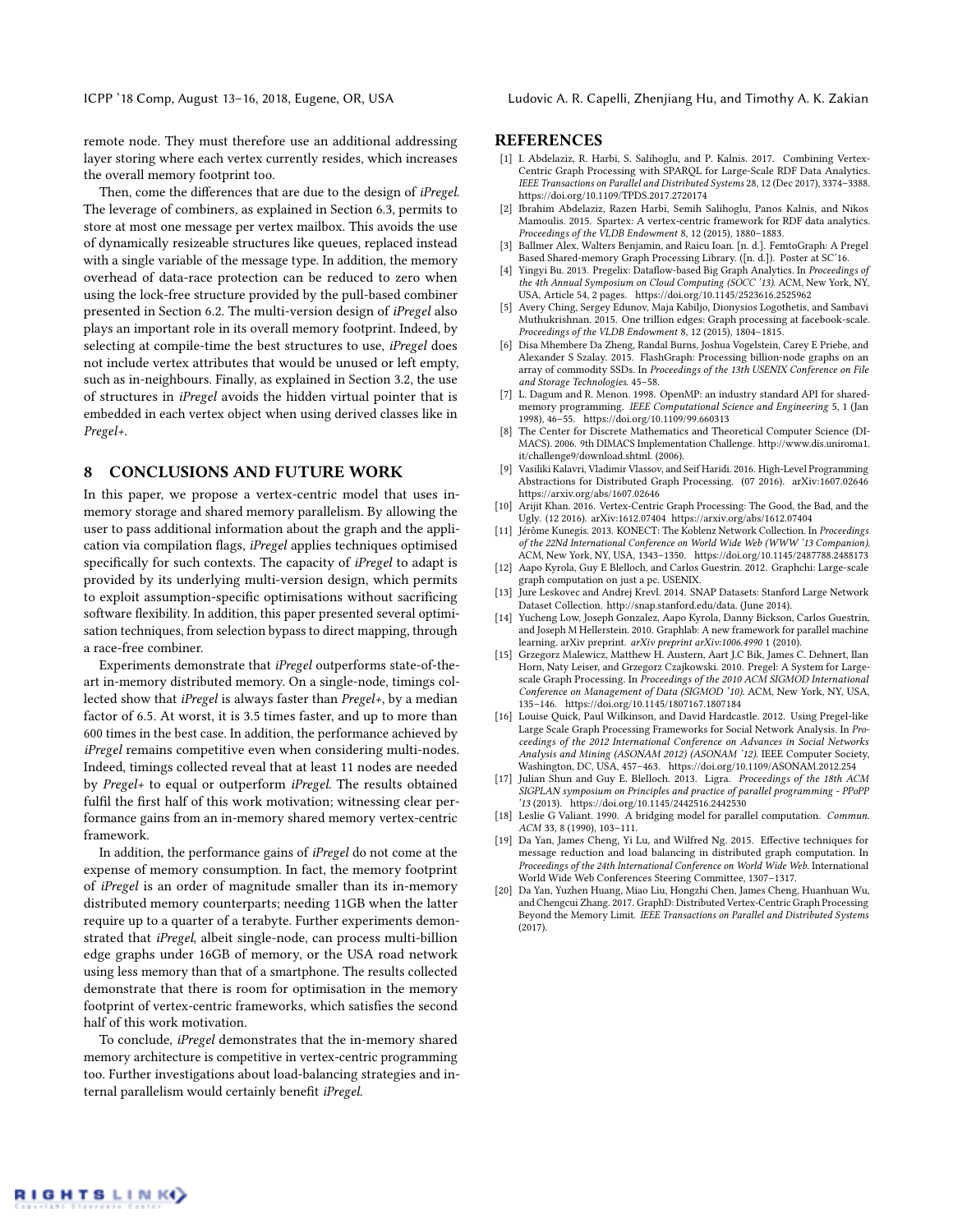remote node. They must therefore use an additional addressing layer storing where each vertex currently resides, which increases the overall memory footprint too.

Then, come the differences that are due to the design of *iPregel*. The leverage of combiners, as explained in Section 6.3, permits to store at most one message per vertex mailbox. This avoids the use of dynamically resizeable structures like queues, replaced instead with a single variable of the message type. In addition, the memory overhead of data-race protection can be reduced to zero when using the lock-free structure provided by the pull-based combiner presented in Section 6.2. The multi-version design of *iPregel* also plays an important role in its overall memory footprint. Indeed, by selecting at compile-time the best structures to use, *iPregel* does not include vertex attributes that would be unused or left empty, such as in-neighbours. Finally, as explained in Section 3.2, the use of structures in *iPregel* avoids the hidden virtual pointer that is embedded in each vertex object when using derived classes like in *Pregel+*.

## 8 CONCLUSIONS AND FUTURE WORK

In this paper, we propose a vertex-centric model that uses in-memory storage and shared memory parallelism. By allowing the user to pass additional information about the graph and the application via compilation flags, *iPregel* applies techniques optimised specifically for such contexts. The capacity of *iPregel* to adapt is provided by its underlying multi-version design, which permits to exploit assumption-specific optimisations without sacrificing software flexibility. In addition, this paper presented several optimisation techniques, from selection bypass to direct mapping, through a race-free combiner.

Experiments demonstrate that *iPregel* outperforms state-of-the-art in-memory distributed memory. On a single-node, timings collected show that *iPregel* is always faster than *Pregel+*, by a median factor of 6.5. At worst, it is 3.5 times faster, and up to more than 600 times in the best case. In addition, the performance achieved by *iPregel* remains competitive even when considering multi-nodes. Indeed, timings collected reveal that at least 11 nodes are needed by *Pregel+* to equal or outperform *iPregel*. The results obtained fulfil the first half of this work motivation; witnessing clear performance gains from an in-memory shared memory vertex-centric framework.

In addition, the performance gains of *iPregel* do not come at the expense of memory consumption. In fact, the memory footprint of *iPregel* is an order of magnitude smaller than its in-memory distributed memory counterparts; needing 11GB when the latter require up to a quarter of a terabyte. Further experiments demonstrated that *iPregel*, albeit single-node, can process multi-billion edge graphs under 16GB of memory, or the USA road network using less memory than that of a smartphone. The results collected demonstrate that there is room for optimisation in the memory footprint of vertex-centric frameworks, which satisfies the second half of this work motivation.

To conclude, *iPregel* demonstrates that the in-memory shared memory architecture is competitive in vertex-centric programming too. Further investigations about load-balancing strategies and internal parallelism would certainly benefit *iPregel*.

## REFERENCES

[1] I. Abdelaziz, R. Harbi, S. Salihoglu, and P. Kalnis. 2017. Combining Vertex-Centric Graph Processing with SPARQL for Large-Scale RDF Data Analytics. *IEEE Transactions on Parallel and Distributed Systems* 28, 12 (Dec 2017), 3374–3388. https://doi.org/10.1109/TPDS.2017.2720174

[2] Ibrahim Abdelaziz, Razen Harbi, Semih Salihoglu, Panos Kalnis, and Nikos Mamoulis. 2015. Spartex: A vertex-centric framework for RDF data analytics. *Proceedings of the VLDB Endowment* 8, 12 (2015), 1880–1883.

[3] Ballmer Alex, Walters Benjamin, and Raicu Ioan. [n. d.]. FemtoGraph: A Pregel Based Shared-memory Graph Processing Library. ([n. d.]). Poster at SC'16.

[4] Yingyi Bu. 2013. Pregelix: Dataflow-based Big Graph Analytics. In *Proceedings of the 4th Annual Symposium on Cloud Computing (SOCC '13)*. ACM, New York, NY, USA, Article 54, 2 pages. https://doi.org/10.1145/2523616.2525962

[5] Avery Ching, Sergey Edunov, Maja Kabiljo, Dionysios Logothetis, and Sambavi Muthukrishnan. 2015. One trillion edges: Graph processing at facebook-scale. *Proceedings of the VLDB Endowment* 8, 12 (2015), 1804–1815.

[6] Disa Mhembere Da Zheng, Randal Burns, Joshua Vogelstein, Carey E Priebe, and Alexander S Szalay. 2015. FlashGraph: Processing billion-node graphs on an array of commodity SSDs. In *Proceedings of the 13th USENIX Conference on File and Storage Technologies*. 45–58.

[7] L. Dagum and R. Menon. 1998. OpenMP: an industry standard API for shared-memory programming. *IEEE Computational Science and Engineering* 5, 1 (Jan 1998), 46–55. https://doi.org/10.1109/99.660313

[8] The Center for Discrete Mathematics and Theoretical Computer Science (DIMACS). 2006. 9th DIMACS Implementation Challenge. http://www.dis.uniroma1.it/challenge9/download.shtml. (2006).

[9] Vasiliki Kalavri, Vladimir Vlassov, and Seif Haridi. 2016. High-Level Programming Abstractions for Distributed Graph Processing. (07 2016). arXiv:1607.02646 https://arxiv.org/abs/1607.02646

[10] Arijit Khan. 2016. Vertex-Centric Graph Processing: The Good, the Bad, and the Ugly. (12 2016). arXiv:1612.07404 https://arxiv.org/abs/1612.07404

[11] Jérôme Kunegis. 2013. KONECT: The Koblenz Network Collection. In *Proceedings of the 22Nd International Conference on World Wide Web (WWW '13 Companion)*. ACM, New York, NY, USA, 1343–1350. https://doi.org/10.1145/2487788.2488173

[12] Aapo Kyrola, Guy E Blelloch, and Carlos Guestrin. 2012. Graphchi: Large-scale graph computation on just a pc. USENIX.

[13] Jure Leskovec and Andrej Krevl. 2014. SNAP Datasets: Stanford Large Network Dataset Collection. http://snap.stanford.edu/data. (June 2014).

[14] Yucheng Low, Joseph Gonzalez, Aapo Kyrola, Danny Bickson, Carlos Guestrin, and Joseph M Hellerstein. 2010. Graphlab: A new framework for parallel machine learning. arXiv preprint. *arXiv preprint arXiv:1006.4990* 1 (2010).

[15] Grzegorz Malewicz, Matthew H. Austern, Aart J.C Bik, James C. Dehnert, Ilan Horn, Naty Leiser, and Grzegorz Czajkowski. 2010. Pregel: A System for Large-scale Graph Processing. In *Proceedings of the 2010 ACM SIGMOD International Conference on Management of Data (SIGMOD '10)*. ACM, New York, NY, USA, 135–146. https://doi.org/10.1145/1807167.1807184

[16] Louise Quick, Paul Wilkinson, and David Hardcastle. 2012. Using Pregel-like Large Scale Graph Processing Frameworks for Social Network Analysis. In *Proceedings of the 2012 International Conference on Advances in Social Networks Analysis and Mining (ASONAM 2012) (ASONAM '12)*. IEEE Computer Society, Washington, DC, USA, 457–463. https://doi.org/10.1109/ASONAM.2012.254

[17] Julian Shun and Guy E. Blelloch. 2013. Ligra. *Proceedings of the 18th ACM SIGPLAN symposium on Principles and practice of parallel programming - PPoPP '13* (2013). https://doi.org/10.1145/2442516.2442530

[18] Leslie G Valiant. 1990. A bridging model for parallel computation. *Commun. ACM* 33, 8 (1990), 103–111.

[19] Da Yan, James Cheng, Yi Lu, and Wilfred Ng. 2015. Effective techniques for message reduction and load balancing in distributed graph computation. In *Proceedings of the 24th International Conference on World Wide Web*. International World Wide Web Conferences Steering Committee, 1307–1317.

[20] Da Yan, Yuzhen Huang, Miao Liu, Hongzhi Chen, James Cheng, Huanhuan Wu, and Chengcui Zhang. 2017. GraphD: Distributed Vertex-Centric Graph Processing Beyond the Memory Limit. *IEEE Transactions on Parallel and Distributed Systems* (2017).